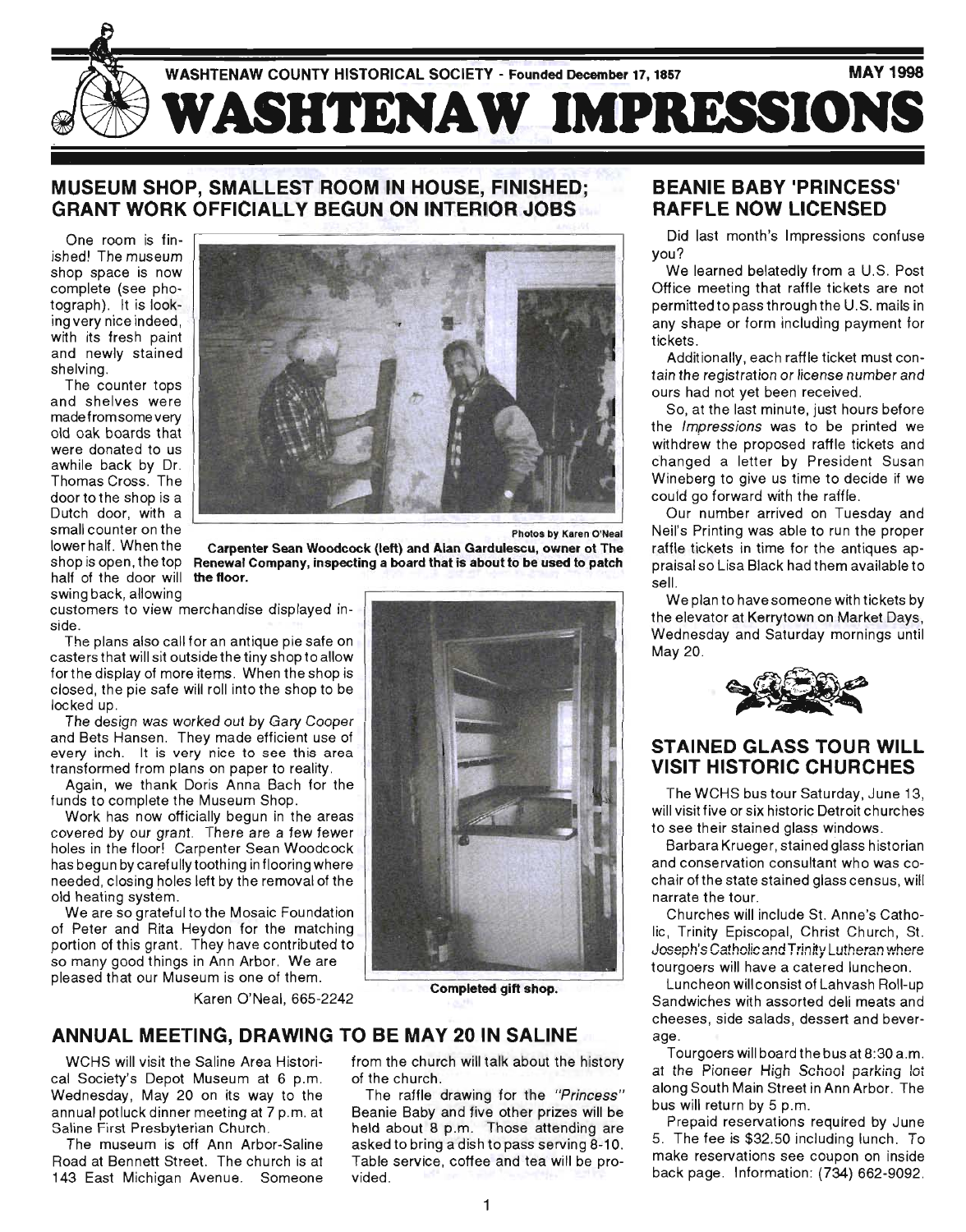WASHTENAW COUNTY HISTORICAL SOCIETY - Founded December 17, 1857

MAY 1998

# WASHTENAW IMPRESSIONS

## MUSEUM SHOP, SMALLEST ROOM IN HOUSE, FINISHED; GRANT WORK OFFICIALLY BEGUN ON INTERIOR JOBS

One room is finished! The museum shop space is now complete (see photograph). It is looking very nice indeed, with its fresh paint and newly stained shelving.

The counter tops and shelves were made from some very old oak boards that were donated to us awhile back by Dr. Thomas Cross. The door to the shop is a Dutch door, with a small counter on the lower half. When the shop is open, the top half of the door will swing back, allowing customers to view merchandise displayed inside.

The plans also call for an antique pie safe on casters that will sit outside the tiny shop to allow for the display of more items. When the shop is closed, the pie safe will roll into the shop to be locked up.

The design was worked out by Gary Cooper and Bets Hansen. They made efficient use of every inch. It is very nice to see this area transformed from plans on paper to reality.

Again, we thank Doris Anna Bach for the funds to complete the Museum Shop.

Work has now officially begun in the areas covered by our grant. There are a few fewer holes in the floor! Carpenter Sean Woodcock has begun by carefully toothing in flooring where needed, closing holes left by the removal of the old heating system.

We are so grateful to the Mosaic Foundation of Peter and Rita Heydon for the matching portion of this grant. They have contributed to so many good things in Ann Arbor. We are pleased that our Museum is one of them.

Karen O'Neal, 665-2242

Photos by Karen O'Neal

**Carpenter Sean Woodcock (left) and Alan Gardulescu, owner of The Renewal Company, inspecting a board that is about to be used to patch the floor.**

**Completed gift shop.**

## ANNUAL MEETING, DRAWING TO BE MAY 20 IN SALINE

WCHS will visit the Saline Area Historical Society's Depot Museum at 6 p.m. Wednesday, May 20 on its way to the annual potluck dinner meeting at 7 p.m. at Saline First Presbyterian Church.

The museum is off Ann Arbor-Saline Road at Bennett Street. The church is at 143 East Michigan Avenue. Someone from the church will talk about the history of the church.

The raffle drawing for the *"Princess"* Beanie Baby and five other prizes will be held about 8 p.m. Those attending are asked to bring a dish to pass serving 8-10. Table service, coffee and tea will be provided.

## BEANIE BABY 'PRINCESS' RAFFLE NOW LICENSED

Did last month's Impressions confuse you?

We learned belatedly from a U.S. Post Office meeting that raffle tickets are not permitted to pass through the U.S. mails in any shape or form including payment for tickets.

Additionally, each raffle ticket must contain the registration or license number and ours had not yet been received.

So, at the last minute, just hours before the *Impressions* was to be printed we withdrew the proposed raffle tickets and changed a letter by President Susan Wineberg to give us time to decide if we could go forward with the raffle.

Our number arrived on Tuesday and Neil's Printing was able to run the proper raffle tickets in time for the antiques appraisal so Lisa Black had them available to sell.

We plan to have someone with tickets by the elevator at Kerrytown on Market Days, Wednesday and Saturday mornings until May 20.

## STAINED GLASS TOUR WILL VISIT HISTORIC CHURCHES

The WCHS bus tour Saturday, June 13, will visit five or six historic Detroit churches to see their stained glass windows.

Barbara Krueger, stained glass historian and conservation consultant who was co-chair of the state stained glass census, will narrate the tour.

Churches will include St. Anne's Catholic, Trinity Episcopal, Christ Church, St. Joseph's Catholic and Trinity Lutheran where tourgoers will have a catered luncheon.

Luncheon will consist of Lahvash Roll-up Sandwiches with assorted deli meats and cheeses, side salads, dessert and beverage.

Tourgoers will board the bus at 8:30 a.m. at the Pioneer High School parking lot along South Main Street in Ann Arbor. The bus will return by 5 p.m.

Prepaid reservations required by June 5. The fee is $32.50 including lunch. To make reservations see coupon on inside back page. Information: (734) 662-9092.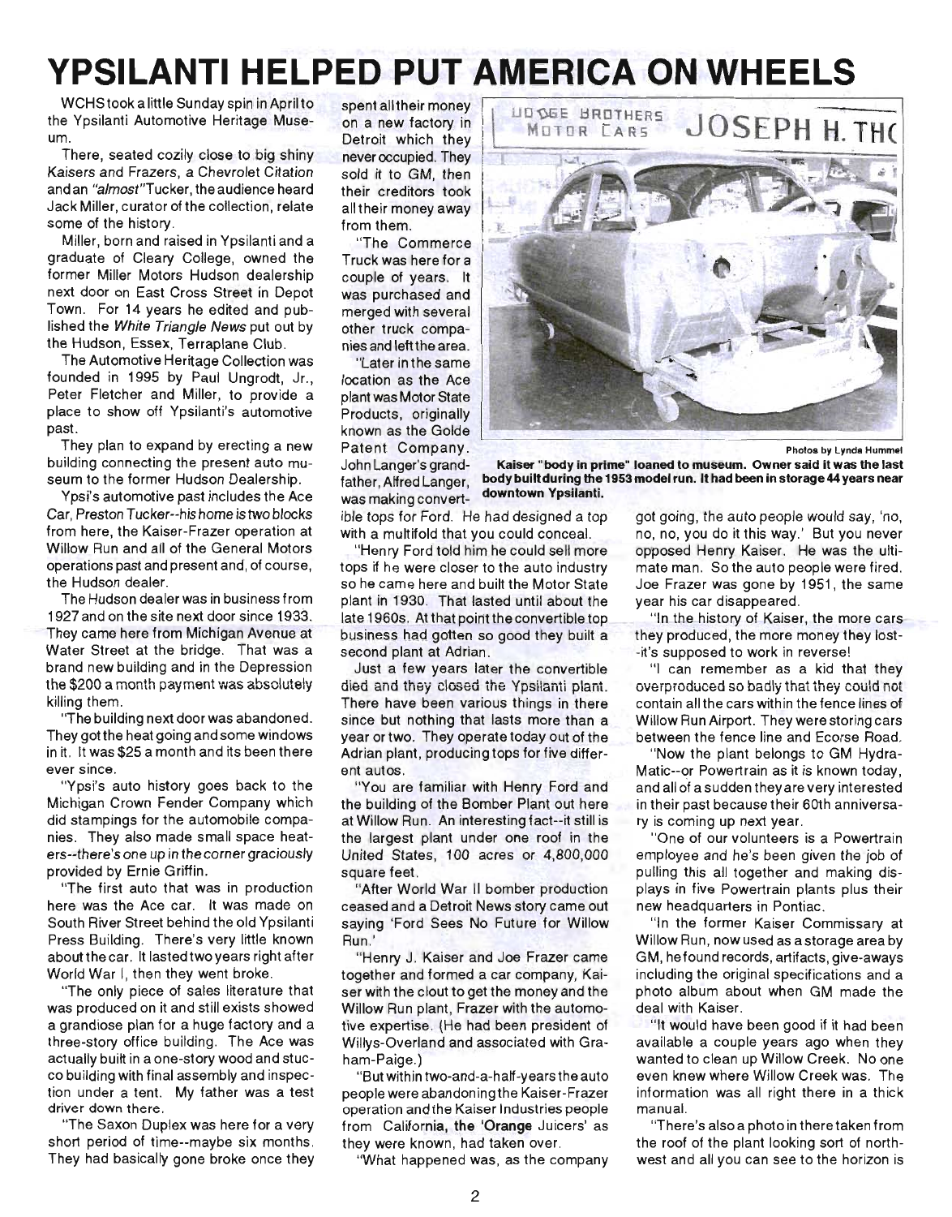# YPSILANTI HELPED PUT AMERICA ON WHEELS

WCHS took a little Sunday spin in April to the Ypsilanti Automotive Heritage Museum.

There, seated cozily close to big shiny Kaisers and Frazers, a Chevrolet Citation and an *"almost"* Tucker, the audience heard Jack Miller, curator of the collection, relate some of the history.

Miller, born and raised in Ypsilanti and a graduate of Cleary College, owned the former Miller Motors Hudson dealership next door on East Cross Street in Depot Town. For 14 years he edited and published the *White Triangle News* put out by the Hudson, Essex, Terraplane Club.

The Automotive Heritage Collection was founded in 1995 by Paul Ungrodt, Jr., Peter Fletcher and Miller, to provide a place to show off Ypsilanti's automotive past.

They plan to expand by erecting a new building connecting the present auto museum to the former Hudson Dealership.

Ypsi's automotive past includes the Ace Car, Preston Tucker--*his home is two blocks from here*, the Kaiser-Frazer operation at Willow Run and all of the General Motors operations past and present and, of course, the Hudson dealer.

The Hudson dealer was in business from 1927 and on the site next door since 1933. They came here from Michigan Avenue at Water Street at the bridge. That was a brand new building and in the Depression the $200 a month payment was absolutely killing them.

"The building next door was abandoned. They got the heat going and some windows in it. It was $25 a month and its been there ever since.

"Ypsi's auto history goes back to the Michigan Crown Fender Company which did stampings for the automobile companies. They also made small space heaters--*there's one up in the corner graciously* provided by Ernie Griffin.

"The first auto that was in production here was the Ace car. It was made on South River Street behind the old Ypsilanti Press Building. There's very little known about the car. It lasted two years right after World War I, then they went broke.

"The only piece of sales literature that was produced on it and still exists showed a grandiose plan for a huge factory and a three-story office building. The Ace was actually built in a one-story wood and stucco building with final assembly and inspection under a tent. My father was a test driver down there.

"The Saxon Duplex was here for a very short period of time--maybe six months. They had basically gone broke once they spent all their money on a new factory in Detroit which they never occupied. They sold it to GM, then their creditors took all their money away from them.

"The Commerce Truck was here for a couple of years. It was purchased and merged with several other truck companies and left the area.

"Later in the same location as the Ace plant was Motor State Products, originally known as the Golde Patent Company. John Langer's grandfather, Alfred Langer, was making convertible tops for Ford. He had designed a top with a multifold that you could conceal.

Photos by Lynda Hummel

**Kaiser "body in prime" loaned to museum. Owner said it was the last body built during the 1953 model run. It had been in storage 44 years near downtown Ypsilanti.**

"Henry Ford told him he could sell more tops if he were closer to the auto industry so he came here and built the Motor State plant in 1930. That lasted until about the late 1960s. At that point the convertible top business had gotten so good they built a second plant at Adrian.

Just a few years later the convertible died and they closed the Ypsilanti plant. There have been various things in there since but nothing that lasts more than a year or two. They operate today out of the Adrian plant, producing tops for five different autos.

"You are familiar with Henry Ford and the building of the Bomber Plant out here at Willow Run. An interesting fact--it still is the largest plant under one roof in the United States, 100 acres or 4,800,000 square feet.

"After World War II bomber production ceased and a Detroit News story came out saying 'Ford Sees No Future for Willow Run.'

"Henry J. Kaiser and Joe Frazer came together and formed a car company, Kaiser with the clout to get the money and the Willow Run plant, Frazer with the automotive expertise. (He had been president of Willys-Overland and associated with Graham-Paige.)

"But within two-and-a-half-years the auto people were abandoning the Kaiser-Frazer operation and the Kaiser Industries people from California, the 'Orange Juicers' as they were known, had taken over.

"What happened was, as the company got going, the auto people would say, 'no, no, no, you do it this way.' But you never opposed Henry Kaiser. He was the ultimate man. So the auto people were fired. Joe Frazer was gone by 1951, the same year his car disappeared.

"In the history of Kaiser, the more cars they produced, the more money they lost--it's supposed to work in reverse!

"I can remember as a kid that they overproduced so badly that they could not contain all the cars within the fence lines of Willow Run Airport. They were storing cars between the fence line and Ecorse Road.

"Now the plant belongs to GM Hydra-Matic--or Powertrain as it is known today, and all of a sudden they are very interested in their past because their 60th anniversary is coming up next year.

"One of our volunteers is a Powertrain employee and he's been given the job of pulling this all together and making displays in five Powertrain plants plus their new headquarters in Pontiac.

"In the former Kaiser Commissary at Willow Run, now used as a storage area by GM, he found records, artifacts, give-aways including the original specifications and a photo album about when GM made the deal with Kaiser.

"It would have been good if it had been available a couple years ago when they wanted to clean up Willow Creek. No one even knew where Willow Creek was. The information was all right there in a thick manual.

"There's also a photo in there taken from the roof of the plant looking sort of northwest and all you can see to the horizon is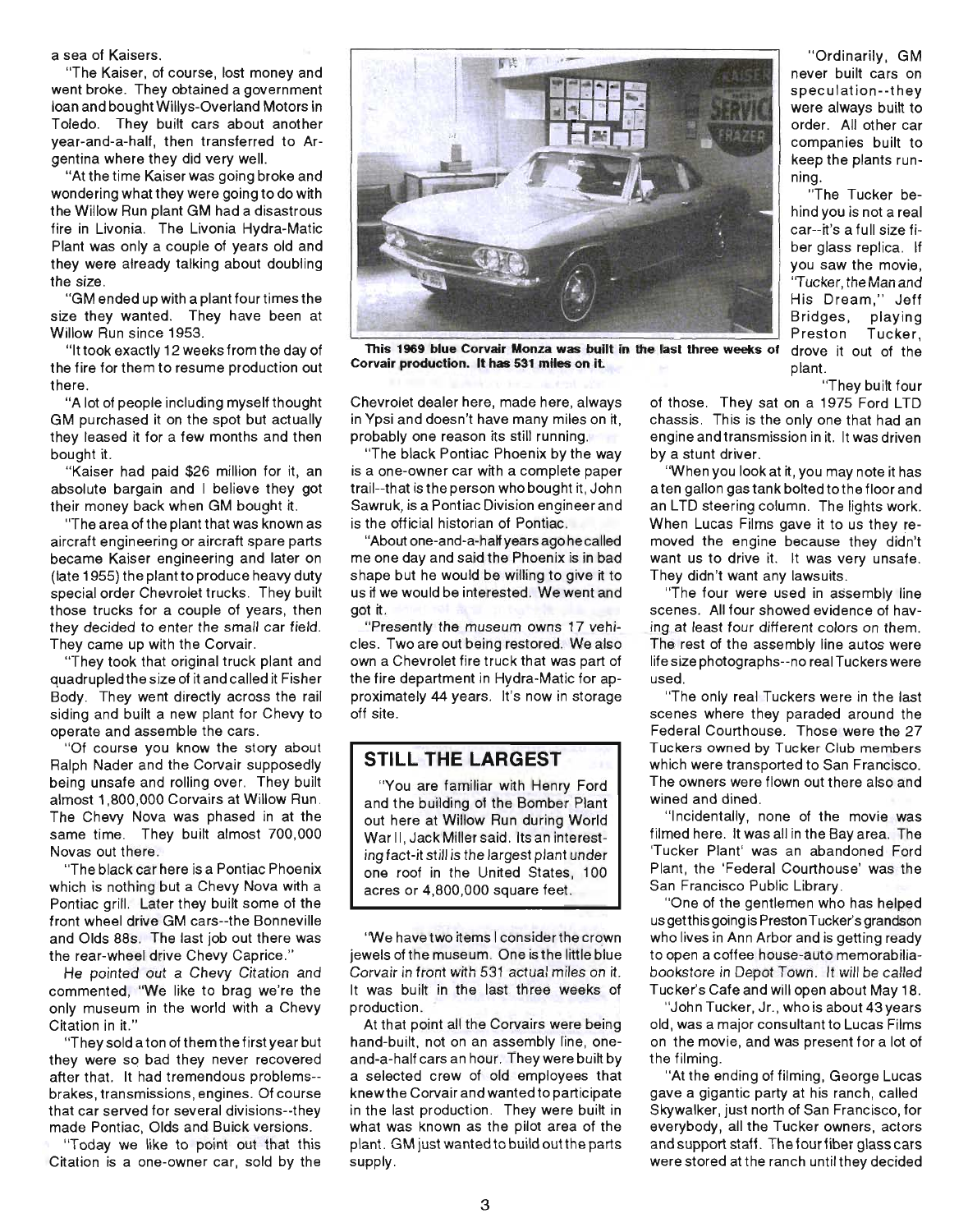a sea of Kaisers.

"The Kaiser, of course, lost money and went broke. They obtained a government loan and bought Willys-Overland Motors in Toledo. They built cars about another year-and-a-half, then transferred to Argentina where they did very well.

"At the time Kaiser was going broke and wondering what they were going to do with the Willow Run plant GM had a disastrous fire in Livonia. The Livonia Hydra-Matic Plant was only a couple of years old and they were already talking about doubling the size.

"GM ended up with a plant four times the size they wanted. They have been at Willow Run since 1953.

"It took exactly 12 weeks from the day of the fire for them to resume production out there.

"A lot of people including myself thought GM purchased it on the spot but actually they leased it for a few months and then bought it.

"Kaiser had paid $26 million for it, an absolute bargain and I believe they got their money back when GM bought it.

"The area of the plant that was known as aircraft engineering or aircraft spare parts became Kaiser engineering and later on (late 1955) the plant to produce heavy duty special order Chevrolet trucks. They built those trucks for a couple of years, then they decided to enter the small car field. They came up with the Corvair.

"They took that original truck plant and quadrupled the size of it and called it Fisher Body. They went directly across the rail siding and built a new plant for Chevy to operate and assemble the cars.

"Of course you know the story about Ralph Nader and the Corvair supposedly being unsafe and rolling over. They built almost 1,800,000 Corvairs at Willow Run. The Chevy Nova was phased in at the same time. They built almost 700,000 Novas out there.

"The black car here is a Pontiac Phoenix which is nothing but a Chevy Nova with a Pontiac grill. Later they built some of the front wheel drive GM cars--the Bonneville and Olds 88s. The last job out there was the rear-wheel drive Chevy Caprice."

*He pointed out a Chevy Citation and* commented, "We like to brag we're the only museum in the world with a Chevy Citation in it."

"They sold a ton of them the first year but they were so bad they never recovered after that. It had tremendous problems--brakes, transmissions, engines. Of course that car served for several divisions--they made Pontiac, Olds and Buick versions.

"Today we like to point out that this Citation is a one-owner car, sold by the Chevrolet dealer here, made here, always in Ypsi and doesn't have many miles on it, probably one reason its still running.

**This 1969 blue Corvair Monza was built in the last three weeks of Corvair production. It has 531 miles on it.**

"The black Pontiac Phoenix by the way is a one-owner car with a complete paper trail--that is the person who bought it, John Sawruk, is a Pontiac Division engineer and is the official historian of Pontiac.

"About one-and-a-half years ago he called me one day and said the Phoenix is in bad shape but he would be willing to give it to us if we would be interested. We went and got it.

"Presently the museum owns 17 vehicles. Two are out being restored. We also own a Chevrolet fire truck that was part of the fire department in Hydra-Matic for approximately 44 years. It's now in storage off site.

## STILL THE LARGEST

"You are familiar with Henry Ford and the building of the Bomber Plant out here at Willow Run during World War II, Jack Miller said. Its an interesting fact-it still is the largest plant under one roof in the United States, 100 acres or 4,800,000 square feet.

"We have two items I consider the crown jewels of the museum. One is the little blue Corvair in front with 531 actual miles on it. It was built in the last three weeks of production.

At that point all the Corvairs were being hand-built, not on an assembly line, one-and-a-half cars an hour. They were built by a selected crew of old employees that knew the Corvair and wanted to participate in the last production. They were built in what was known as the pilot area of the plant. GM just wanted to build out the parts supply.

"Ordinarily, GM never built cars on speculation--they were always built to order. All other car companies built to keep the plants running.

"The Tucker behind you is not a real car--it's a full size fiber glass replica. If you saw the movie, 'Tucker, the Man and His Dream," Jeff Bridges, playing Preston Tucker, drove it out of the plant.

"They built four of those. They sat on a 1975 Ford LTD chassis. This is the only one that had an engine and transmission in it. It was driven by a stunt driver.

"When you look at it, you may note it has a ten gallon gas tank bolted to the floor and an LTD steering column. The lights work. When Lucas Films gave it to us they removed the engine because they didn't want us to drive it. It was very unsafe. They didn't want any lawsuits.

"The four were used in assembly line scenes. All four showed evidence of having at least four different colors on them. The rest of the assembly line autos were life size photographs--no real Tuckers were used.

"The only real Tuckers were in the last scenes where they paraded around the Federal Courthouse. Those were the 27 Tuckers owned by Tucker Club members which were transported to San Francisco. The owners were flown out there also and wined and dined.

"Incidentally, none of the movie was filmed here. It was all in the Bay area. The 'Tucker Plant' was an abandoned Ford Plant, the 'Federal Courthouse' was the San Francisco Public Library.

"One of the gentlemen who has helped us get this going is Preston Tucker's grandson who lives in Ann Arbor and is getting ready to open a coffee house-auto memorabilia-bookstore in Depot Town. It will be called Tucker's Cafe and will open about May 18.

"John Tucker, Jr., who is about 43 years old, was a major consultant to Lucas Films on the movie, and was present for a lot of the filming.

"At the ending of filming, George Lucas gave a gigantic party at his ranch, called Skywalker, just north of San Francisco, for everybody, all the Tucker owners, actors and support staff. The four fiber glass cars were stored at the ranch until they decided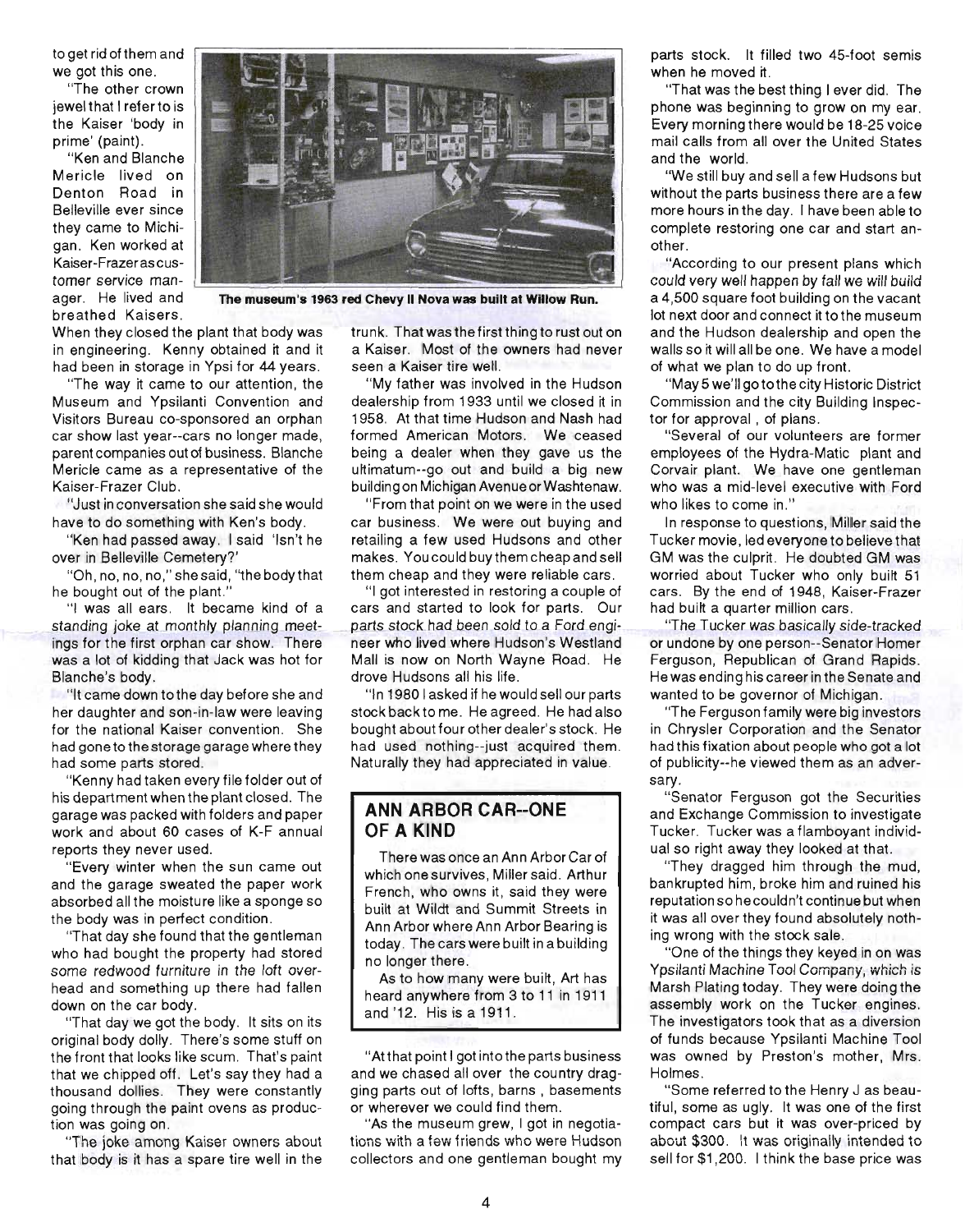to get rid of them and we got this one.

"The other crown jewel that I refer to is the Kaiser 'body in prime' (paint).

"Ken and Blanche Mericle lived on Denton Road in Belleville ever since they came to Michigan. Ken worked at Kaiser-Frazer as customer service manager. He lived and breathed Kaisers. When they closed the plant that body was in engineering. Kenny obtained it and it had been in storage in Ypsi for 44 years.

The museum's 1963 red Chevy II Nova was built at Willow Run.

"The way it came to our attention, the Museum and Ypsilanti Convention and Visitors Bureau co-sponsored an orphan car show last year--cars no longer made, parent companies out of business. Blanche Mericle came as a representative of the Kaiser-Frazer Club.

"Just in conversation she said she would have to do something with Ken's body.

"Ken had passed away. I said 'Isn't he over in Belleville Cemetery?'

"Oh, no, no, no," she said, "the body that he bought out of the plant."

"I was all ears. It became kind of a standing joke at monthly planning meetings for the first orphan car show. There was a lot of kidding that Jack was hot for Blanche's body.

"It came down to the day before she and her daughter and son-in-law were leaving for the national Kaiser convention. She had gone to the storage garage where they had some parts stored.

"Kenny had taken every file folder out of his department when the plant closed. The garage was packed with folders and paper work and about 60 cases of K-F annual reports they never used.

"Every winter when the sun came out and the garage sweated the paper work absorbed all the moisture like a sponge so the body was in perfect condition.

"That day she found that the gentleman who had bought the property had stored some redwood furniture in the loft overhead and something up there had fallen down on the car body.

"That day we got the body. It sits on its original body dolly. There's some stuff on the front that looks like scum. That's paint that we chipped off. Let's say they had a thousand dollies. They were constantly going through the paint ovens as production was going on.

"The joke among Kaiser owners about that body is it has a spare tire well in the trunk. That was the first thing to rust out on a Kaiser. Most of the owners had never seen a Kaiser tire well.

"My father was involved in the Hudson dealership from 1933 until we closed it in 1958. At that time Hudson and Nash had formed American Motors. We ceased being a dealer when they gave us the ultimatum--go out and build a big new building on Michigan Avenue or Washtenaw.

"From that point on we were in the used car business. We were out buying and retailing a few used Hudsons and other makes. You could buy them cheap and sell them cheap and they were reliable cars.

"I got interested in restoring a couple of cars and started to look for parts. Our parts stock had been sold to a Ford engineer who lived where Hudson's Westland Mall is now on North Wayne Road. He drove Hudsons all his life.

"In 1980 I asked if he would sell our parts stock back to me. He agreed. He had also bought about four other dealer's stock. He had used nothing--just acquired them. Naturally they had appreciated in value.

## ANN ARBOR CAR--ONE OF A KIND

There was once an Ann Arbor Car of which one survives, Miller said. Arthur French, who owns it, said they were built at Wildt and Summit Streets in Ann Arbor where Ann Arbor Bearing is today. The cars were built in a building no longer there.

As to how many were built, Art has heard anywhere from 3 to 11 in 1911 and '12. His is a 1911.

"At that point I got into the parts business and we chased all over the country dragging parts out of lofts, barns , basements or wherever we could find them.

"As the museum grew, I got in negotiations with a few friends who were Hudson collectors and one gentleman bought my parts stock. It filled two 45-foot semis when he moved it.

"That was the best thing I ever did. The phone was beginning to grow on my ear. Every morning there would be 18-25 voice mail calls from all over the United States and the world.

"We still buy and sell a few Hudsons but without the parts business there are a few more hours in the day. I have been able to complete restoring one car and start another.

"According to our present plans which could very well happen by fall we will build a 4,500 square foot building on the vacant lot next door and connect it to the museum and the Hudson dealership and open the walls so it will all be one. We have a model of what we plan to do up front.

"May 5 we'll go to the city Historic District Commission and the city Building Inspector for approval , of plans.

"Several of our volunteers are former employees of the Hydra-Matic plant and Corvair plant. We have one gentleman who was a mid-level executive with Ford who likes to come in."

In response to questions, Miller said the Tucker movie, led everyone to believe that GM was the culprit. He doubted GM was worried about Tucker who only built 51 cars. By the end of 1948, Kaiser-Frazer had built a quarter million cars.

"The Tucker was basically side-tracked or undone by one person--Senator Homer Ferguson, Republican of Grand Rapids. He was ending his career in the Senate and wanted to be governor of Michigan.

"The Ferguson family were big investors in Chrysler Corporation and the Senator had this fixation about people who got a lot of publicity--he viewed them as an adversary.

"Senator Ferguson got the Securities and Exchange Commission to investigate Tucker. Tucker was a flamboyant individual so right away they looked at that.

"They dragged him through the mud, bankrupted him, broke him and ruined his reputation so he couldn't continue but when it was all over they found absolutely nothing wrong with the stock sale.

"One of the things they keyed in on was Ypsilanti Machine Tool Company, which is Marsh Plating today. They were doing the assembly work on the Tucker engines. The investigators took that as a diversion of funds because Ypsilanti Machine Tool was owned by Preston's mother, Mrs. Holmes.

"Some referred to the Henry J as beautiful, some as ugly. It was one of the first compact cars but it was over-priced by about $300. It was originally intended to sell for $1,200. I think the base price was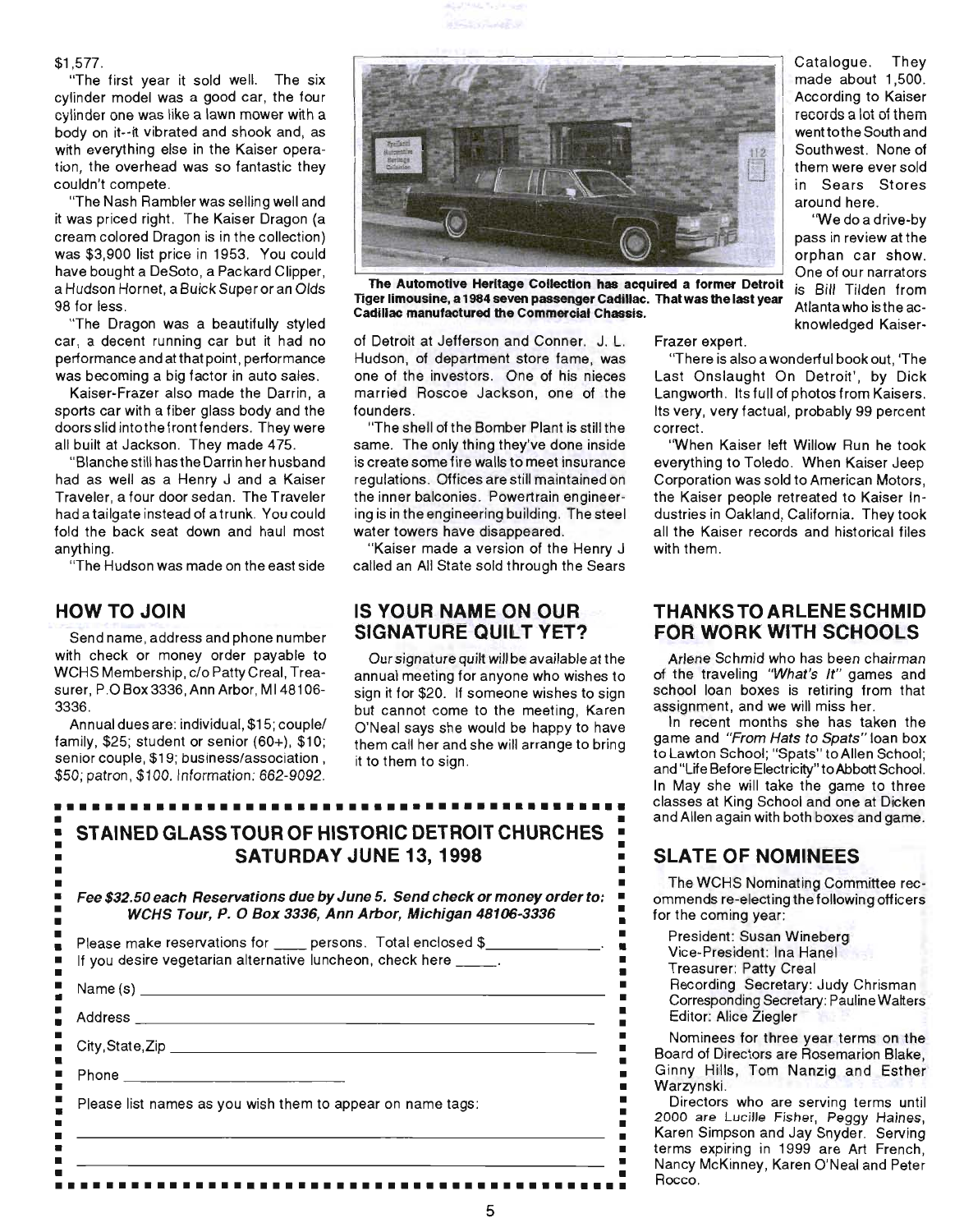$1,577.

"The first year it sold well. The six cylinder model was a good car, the four cylinder one was like a lawn mower with a body on it--it vibrated and shook and, as with everything else in the Kaiser operation, the overhead was so fantastic they couldn't compete.

"The Nash Rambler was selling well and it was priced right. The Kaiser Dragon (a cream colored Dragon is in the collection) was $3,900 list price in 1953. You could have bought a DeSoto, a Packard Clipper, a Hudson Hornet, a Buick Super or an Olds 98 for less.

"The Dragon was a beautifully styled car, a decent running car but it had no performance and at that point, performance was becoming a big factor in auto sales.

Kaiser-Frazer also made the Darrin, a sports car with a fiber glass body and the doors slid into the front fenders. They were all built at Jackson. They made 475.

"Blanche still has the Darrin her husband had as well as a Henry J and a Kaiser Traveler, a four door sedan. The Traveler had a tailgate instead of a trunk. You could fold the back seat down and haul most anything.

"The Hudson was made on the east side of Detroit at Jefferson and Conner. J. L. Hudson, of department store fame, was one of the investors. One of his nieces married Roscoe Jackson, one of the founders.

"The shell of the Bomber Plant is still the same. The only thing they've done inside is create some fire walls to meet insurance regulations. Offices are still maintained on the inner balconies. Powertrain engineering is in the engineering building. The steel water towers have disappeared.

"Kaiser made a version of the Henry J called an All State sold through the Sears Catalogue. They made about 1,500. According to Kaiser records a lot of them went to the South and Southwest. None of them were ever sold in Sears Stores around here.

"We do a drive-by pass in review at the orphan car show. One of our narrators is Bill Tilden from Atlanta who is the acknowledged Kaiser-Frazer expert.

"There is also a wonderful book out, 'The Last Onslaught On Detroit', by Dick Langworth. Its full of photos from Kaisers. Its very, very factual, probably 99 percent correct.

"When Kaiser left Willow Run he took everything to Toledo. When Kaiser Jeep Corporation was sold to American Motors, the Kaiser people retreated to Kaiser Industries in Oakland, California. They took all the Kaiser records and historical files with them.

**The Automotive Heritage Collection has acquired a former Detroit Tiger limousine, a 1984 seven passenger Cadillac. That was the last year Cadillac manufactured the Commercial Chassis.**

## HOW TO JOIN

Send name, address and phone number with check or money order payable to WCHS Membership, c/o Patty Creal, Treasurer, P.O Box 3336, Ann Arbor, MI 48106-3336.

Annual dues are: individual, $15; couple/family, $25; student or senior (60+), $10; senior couple, $19; business/association, $50; patron, $100. Information: 662-9092.

## IS YOUR NAME ON OUR SIGNATURE QUILT YET?

Our signature quilt will be available at the annual meeting for anyone who wishes to sign it for $20. If someone wishes to sign but cannot come to the meeting, Karen O'Neal says she would be happy to have them call her and she will arrange to bring it to them to sign.

## THANKS TO ARLENE SCHMID FOR WORK WITH SCHOOLS

Arlene Schmid who has been chairman of the traveling *"What's It"* games and school loan boxes is retiring from that assignment, and we will miss her.

In recent months she has taken the game and *"From Hats to Spats"* loan box to Lawton School; "Spats" to Allen School; and "Life Before Electricity" to Abbott School. In May she will take the game to three classes at King School and one at Dicken and Allen again with both boxes and game.

## STAINED GLASS TOUR OF HISTORIC DETROIT CHURCHES
## SATURDAY JUNE 13, 1998

***Fee $32.50 each Reservations due by June 5. Send check or money order to: WCHS Tour, P. O Box 3336, Ann Arbor, Michigan 48106-3336***

Please make reservations for ____ persons. Total enclosed $____________.

If you desire vegetarian alternative luncheon, check here _____.

Name (s) ______________________________

Address ______________________________

City, State, Zip ______________________________

Phone ______________________

Please list names as you wish them to appear on name tags:

______________________________

______________________________

## SLATE OF NOMINEES

The WCHS Nominating Committee recommends re-electing the following officers for the coming year:

President: Susan Wineberg
Vice-President: Ina Hanel
Treasurer: Patty Creal
Recording Secretary: Judy Chrisman
Corresponding Secretary: Pauline Walters
Editor: Alice Ziegler

Nominees for three year terms on the Board of Directors are Rosemarion Blake, Ginny Hills, Tom Nanzig and Esther Warzynski.

Directors who are serving terms until 2000 are Lucille Fisher, Peggy Haines, Karen Simpson and Jay Snyder. Serving terms expiring in 1999 are Art French, Nancy McKinney, Karen O'Neal and Peter Rocco.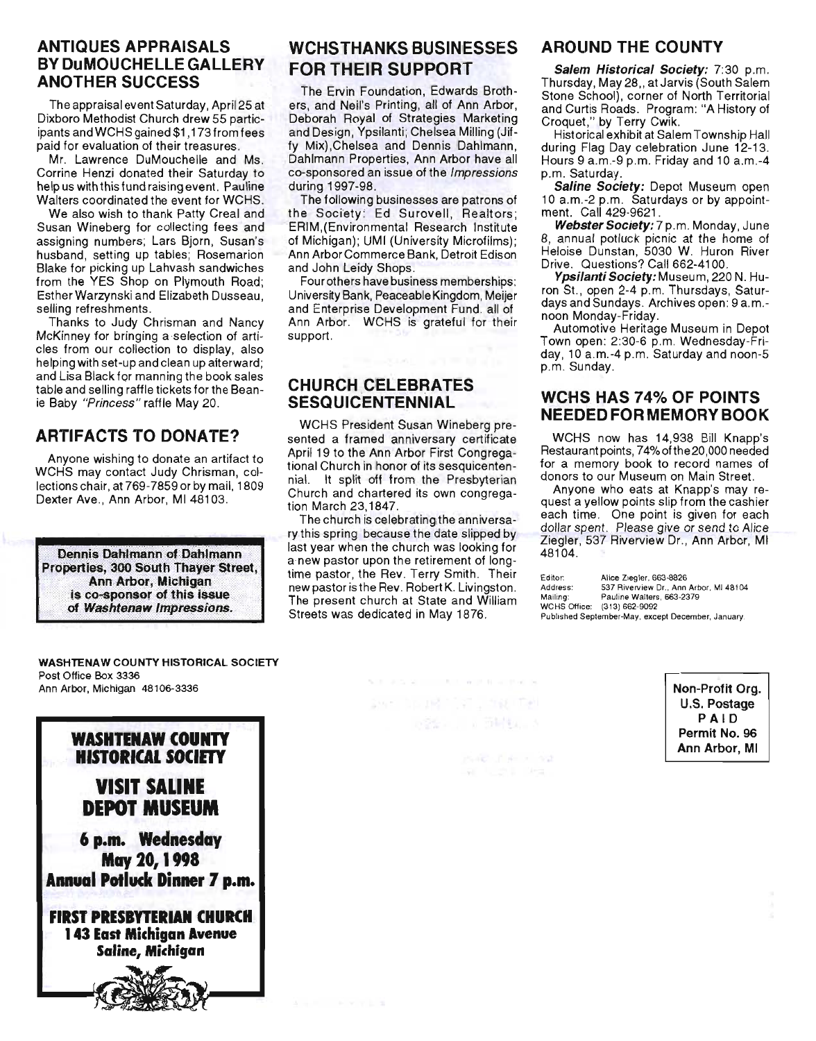## ANTIQUES APPRAISALS BY DuMOUCHELLE GALLERY ANOTHER SUCCESS

The appraisal event Saturday, April 25 at Dixboro Methodist Church drew 55 participants and WCHS gained $1,173 from fees paid for evaluation of their treasures.

Mr. Lawrence DuMouchelle and Ms. Corrine Henzi donated their Saturday to help us with this fundraising event. Pauline Walters coordinated the event for WCHS.

We also wish to thank Patty Creal and Susan Wineberg for collecting fees and assigning numbers; Lars Bjorn, Susan's husband, setting up tables; Rosemarion Blake for picking up Lahvash sandwiches from the YES Shop on Plymouth Road; Esther Warzynski and Elizabeth Dusseau, selling refreshments.

Thanks to Judy Chrisman and Nancy McKinney for bringing a selection of articles from our collection to display, also helping with set-up and clean up afterward; and Lisa Black for manning the book sales table and selling raffle tickets for the Beanie Baby *"Princess"* raffle May 20.

## ARTIFACTS TO DONATE?

Anyone wishing to donate an artifact to WCHS may contact Judy Chrisman, collections chair, at 769-7859 or by mail, 1809 Dexter Ave., Ann Arbor, MI 48103.

**Dennis Dahlmann of Dahlmann Properties, 300 South Thayer Street, Ann Arbor, Michigan is co-sponsor of this issue of *Washtenaw Impressions*.**

## WCHS THANKS BUSINESSES FOR THEIR SUPPORT

The Ervin Foundation, Edwards Brothers, and Neil's Printing, all of Ann Arbor, Deborah Royal of Strategies Marketing and Design, Ypsilanti; Chelsea Milling (Jiffy Mix), Chelsea and Dennis Dahlmann, Dahlmann Properties, Ann Arbor have all co-sponsored an issue of the *Impressions* during 1997-98.

The following businesses are patrons of the Society: Ed Surovell, Realtors; ERIM, (Environmental Research Institute of Michigan); UMI (University Microfilms); Ann Arbor Commerce Bank, Detroit Edison and John Leidy Shops.

Four others have business memberships: University Bank, Peaceable Kingdom, Meijer and Enterprise Development Fund. all of Ann Arbor. WCHS is grateful for their support.

## CHURCH CELEBRATES SESQUICENTENNIAL

WCHS President Susan Wineberg presented a framed anniversary certificate April 19 to the Ann Arbor First Congregational Church in honor of its sesquicentennial. It split off from the Presbyterian Church and chartered its own congregation March 23, 1847.

The church is celebrating the anniversary this spring because the date slipped by last year when the church was looking for a new pastor upon the retirement of longtime pastor, the Rev. Terry Smith. Their new pastor is the Rev. Robert K. Livingston. The present church at State and William Streets was dedicated in May 1876.

## AROUND THE COUNTY

***Salem Historical Society:*** 7:30 p.m. Thursday, May 28,, at Jarvis (South Salem Stone School), corner of North Territorial and Curtis Roads. Program: "A History of Croquet," by Terry Cwik.

Historical exhibit at Salem Township Hall during Flag Day celebration June 12-13. Hours 9 a.m.-9 p.m. Friday and 10 a.m.-4 p.m. Saturday.

***Saline Society:*** Depot Museum open 10 a.m.-2 p.m. Saturdays or by appointment. Call 429-9621.

***Webster Society:*** 7 p.m. Monday, June 8, annual potluck picnic at the home of Heloise Dunstan, 5030 W. Huron River Drive. Questions? Call 662-4100.

***Ypsilanti Society:*** Museum, 220 N. Huron St., open 2-4 p.m. Thursdays, Saturdays and Sundays. Archives open: 9 a.m.-noon Monday-Friday.

Automotive Heritage Museum in Depot Town open: 2:30-6 p.m. Wednesday-Friday, 10 a.m.-4 p.m. Saturday and noon-5 p.m. Sunday.

## WCHS HAS 74% OF POINTS NEEDED FOR MEMORY BOOK

WCHS now has 14,938 Bill Knapp's Restaurant points, 74% of the 20,000 needed for a memory book to record names of donors to our Museum on Main Street.

Anyone who eats at Knapp's may request a yellow points slip from the cashier each time. One point is given for each dollar spent. *Please give or send to Alice Ziegler, 537 Riverview Dr., Ann Arbor, MI 48104.*

Editor: Alice Ziegler, 663-8826
Address: 537 Riverview Dr., Ann Arbor, MI 48104
Mailing: Pauline Walters, 663-2379
WCHS Office: (313) 662-9092
Published September-May, except December, January.

WASHTENAW COUNTY HISTORICAL SOCIETY
Post Office Box 3336
Ann Arbor, Michigan 48106-3336

Non-Profit Org.
U.S. Postage
PAID
Permit No. 96
Ann Arbor, MI

**WASHTENAW COUNTY HISTORICAL SOCIETY**

**VISIT SALINE DEPOT MUSEUM**

**6 p.m. Wednesday May 20, 1998**

**Annual Potluck Dinner 7 p.m.**

**FIRST PRESBYTERIAN CHURCH**
**143 East Michigan Avenue**
**Saline, Michigan**